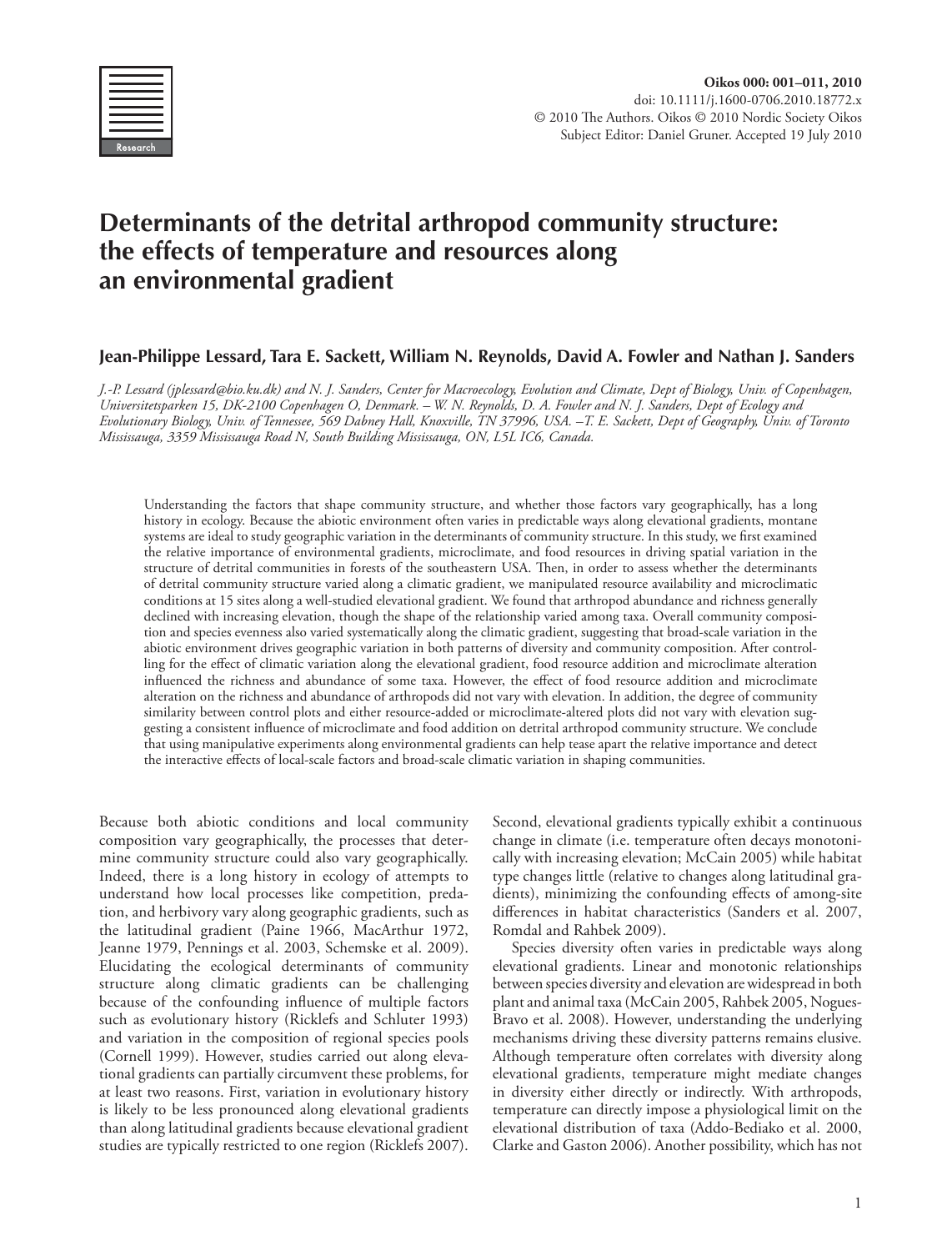# Determinants of the detrital arthropod community structure: the effects of temperature and resources along an environmental gradient

**Jean-Philippe Lessard, Tara E. Sackett, William N. Reynolds, David A. Fowler and Nathan J. Sanders**

*J.-P. Lessard (jplessard@bio.ku.dk) and N. J. Sanders, Center for Macroecology, Evolution and Climate, Dept of Biology, Univ. of Copenhagen, Universitetsparken 15, DK-2100 Copenhagen O, Denmark. – W. N. Reynolds, D. A. Fowler and N. J. Sanders, Dept of Ecology and Evolutionary Biology, Univ. of Tennessee, 569 Dabney Hall, Knoxville, TN 37996, USA. –T. E. Sackett, Dept of Geography, Univ. of Toronto Mississauga, 3359 Mississauga Road N, South Building Mississauga, ON, L5L IC6, Canada.*

Understanding the factors that shape community structure, and whether those factors vary geographically, has a long history in ecology. Because the abiotic environment often varies in predictable ways along elevational gradients, montane systems are ideal to study geographic variation in the determinants of community structure. In this study, we first examined the relative importance of environmental gradients, microclimate, and food resources in driving spatial variation in the structure of detrital communities in forests of the southeastern USA. Then, in order to assess whether the determinants of detrital community structure varied along a climatic gradient, we manipulated resource availability and microclimatic conditions at 15 sites along a well-studied elevational gradient. We found that arthropod abundance and richness generally declined with increasing elevation, though the shape of the relationship varied among taxa. Overall community composition and species evenness also varied systematically along the climatic gradient, suggesting that broad-scale variation in the abiotic environment drives geographic variation in both patterns of diversity and community composition. After controlling for the effect of climatic variation along the elevational gradient, food resource addition and microclimate alteration influenced the richness and abundance of some taxa. However, the effect of food resource addition and microclimate alteration on the richness and abundance of arthropods did not vary with elevation. In addition, the degree of community similarity between control plots and either resource-added or microclimate-altered plots did not vary with elevation suggesting a consistent influence of microclimate and food addition on detrital arthropod community structure. We conclude that using manipulative experiments along environmental gradients can help tease apart the relative importance and detect the interactive effects of local-scale factors and broad-scale climatic variation in shaping communities.

Because both abiotic conditions and local community composition vary geographically, the processes that determine community structure could also vary geographically. Indeed, there is a long history in ecology of attempts to understand how local processes like competition, predation, and herbivory vary along geographic gradients, such as the latitudinal gradient (Paine 1966, MacArthur 1972, Jeanne 1979, Pennings et al. 2003, Schemske et al. 2009). Elucidating the ecological determinants of community structure along climatic gradients can be challenging because of the confounding influence of multiple factors such as evolutionary history (Ricklefs and Schluter 1993) and variation in the composition of regional species pools (Cornell 1999). However, studies carried out along elevational gradients can partially circumvent these problems, for at least two reasons. First, variation in evolutionary history is likely to be less pronounced along elevational gradients than along latitudinal gradients because elevational gradient studies are typically restricted to one region (Ricklefs 2007). Second, elevational gradients typically exhibit a continuous change in climate (i.e. temperature often decays monotonically with increasing elevation; McCain 2005) while habitat type changes little (relative to changes along latitudinal gradients), minimizing the confounding effects of among-site differences in habitat characteristics (Sanders et al. 2007, Romdal and Rahbek 2009).

Species diversity often varies in predictable ways along elevational gradients. Linear and monotonic relationships between species diversity and elevation are widespread in both plant and animal taxa (McCain 2005, Rahbek 2005, Nogues-Bravo et al. 2008). However, understanding the underlying mechanisms driving these diversity patterns remains elusive. Although temperature often correlates with diversity along elevational gradients, temperature might mediate changes in diversity either directly or indirectly. With arthropods, temperature can directly impose a physiological limit on the elevational distribution of taxa (Addo-Bediako et al. 2000, Clarke and Gaston 2006). Another possibility, which has not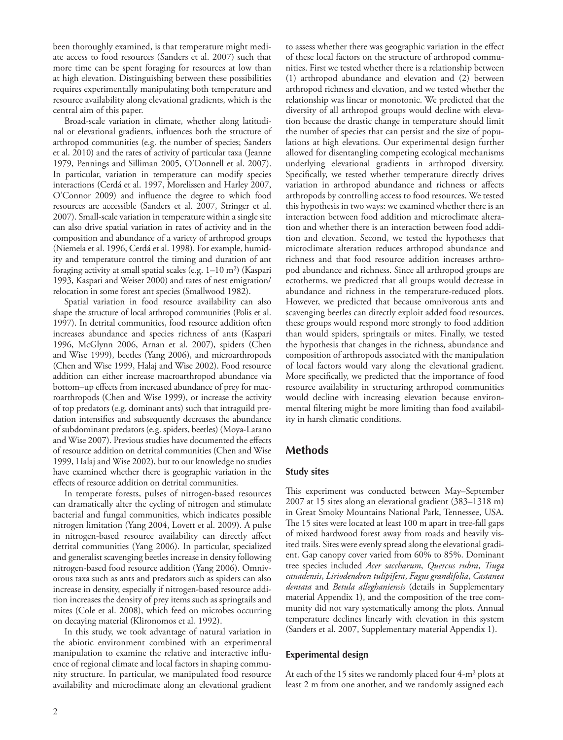been thoroughly examined, is that temperature might mediate access to food resources (Sanders et al. 2007) such that more time can be spent foraging for resources at low than at high elevation. Distinguishing between these possibilities requires experimentally manipulating both temperature and resource availability along elevational gradients, which is the central aim of this paper.

Broad-scale variation in climate, whether along latitudinal or elevational gradients, influences both the structure of arthropod communities (e.g. the number of species; Sanders et al. 2010) and the rates of activity of particular taxa (Jeanne 1979, Pennings and Silliman 2005, O'Donnell et al. 2007). In particular, variation in temperature can modify species interactions (Cerdá et al. 1997, Morelissen and Harley 2007, O'Connor 2009) and influence the degree to which food resources are accessible (Sanders et al. 2007, Stringer et al. 2007). Small-scale variation in temperature within a single site can also drive spatial variation in rates of activity and in the composition and abundance of a variety of arthropod groups (Niemela et al. 1996, Cerdá et al. 1998). For example, humidity and temperature control the timing and duration of ant foraging activity at small spatial scales (e.g. 1–10 m$^2$) (Kaspari 1993, Kaspari and Weiser 2000) and rates of nest emigration/relocation in some forest ant species (Smallwood 1982).

Spatial variation in food resource availability can also shape the structure of local arthropod communities (Polis et al. 1997). In detrital communities, food resource addition often increases abundance and species richness of ants (Kaspari 1996, McGlynn 2006, Arnan et al. 2007), spiders (Chen and Wise 1999), beetles (Yang 2006), and microarthropods (Chen and Wise 1999, Halaj and Wise 2002). Food resource addition can either increase macroarthropod abundance via bottom–up effects from increased abundance of prey for macroarthropods (Chen and Wise 1999), or increase the activity of top predators (e.g. dominant ants) such that intraguild predation intensifies and subsequently decreases the abundance of subdominant predators (e.g. spiders, beetles) (Moya-Larano and Wise 2007). Previous studies have documented the effects of resource addition on detrital communities (Chen and Wise 1999, Halaj and Wise 2002), but to our knowledge no studies have examined whether there is geographic variation in the effects of resource addition on detrital communities.

In temperate forests, pulses of nitrogen-based resources can dramatically alter the cycling of nitrogen and stimulate bacterial and fungal communities, which indicates possible nitrogen limitation (Yang 2004, Lovett et al. 2009). A pulse in nitrogen-based resource availability can directly affect detrital communities (Yang 2006). In particular, specialized and generalist scavenging beetles increase in density following nitrogen-based food resource addition (Yang 2006). Omnivorous taxa such as ants and predators such as spiders can also increase in density, especially if nitrogen-based resource addition increases the density of prey items such as springtails and mites (Cole et al. 2008), which feed on microbes occurring on decaying material (Klironomos et al. 1992).

In this study, we took advantage of natural variation in the abiotic environment combined with an experimental manipulation to examine the relative and interactive influence of regional climate and local factors in shaping community structure. In particular, we manipulated food resource availability and microclimate along an elevational gradient to assess whether there was geographic variation in the effect of these local factors on the structure of arthropod communities. First we tested whether there is a relationship between (1) arthropod abundance and elevation and (2) between arthropod richness and elevation, and we tested whether the relationship was linear or monotonic. We predicted that the diversity of all arthropod groups would decline with elevation because the drastic change in temperature should limit the number of species that can persist and the size of populations at high elevations. Our experimental design further allowed for disentangling competing ecological mechanisms underlying elevational gradients in arthropod diversity. Specifically, we tested whether temperature directly drives variation in arthropod abundance and richness or affects arthropods by controlling access to food resources. We tested this hypothesis in two ways: we examined whether there is an interaction between food addition and microclimate alteration and whether there is an interaction between food addition and elevation. Second, we tested the hypotheses that microclimate alteration reduces arthropod abundance and richness and that food resource addition increases arthropod abundance and richness. Since all arthropod groups are ectotherms, we predicted that all groups would decrease in abundance and richness in the temperature-reduced plots. However, we predicted that because omnivorous ants and scavenging beetles can directly exploit added food resources, these groups would respond more strongly to food addition than would spiders, springtails or mites. Finally, we tested the hypothesis that changes in the richness, abundance and composition of arthropods associated with the manipulation of local factors would vary along the elevational gradient. More specifically, we predicted that the importance of food resource availability in structuring arthropod communities would decline with increasing elevation because environmental filtering might be more limiting than food availability in harsh climatic conditions.

## Methods

### Study sites

This experiment was conducted between May–September 2007 at 15 sites along an elevational gradient (383–1318 m) in Great Smoky Mountains National Park, Tennessee, USA. The 15 sites were located at least 100 m apart in tree-fall gaps of mixed hardwood forest away from roads and heavily visited trails. Sites were evenly spread along the elevational gradient. Gap canopy cover varied from 60% to 85%. Dominant tree species included *Acer saccharum*, *Quercus rubra*, *Tsuga canadensis*, *Liriodendron tulipifera*, *Fagus grandifolia*, *Castanea dentata* and *Betula alleghaniensis* (details in Supplementary material Appendix 1), and the composition of the tree community did not vary systematically among the plots. Annual temperature declines linearly with elevation in this system (Sanders et al. 2007, Supplementary material Appendix 1).

### Experimental design

At each of the 15 sites we randomly placed four 4-m$^2$ plots at least 2 m from one another, and we randomly assigned each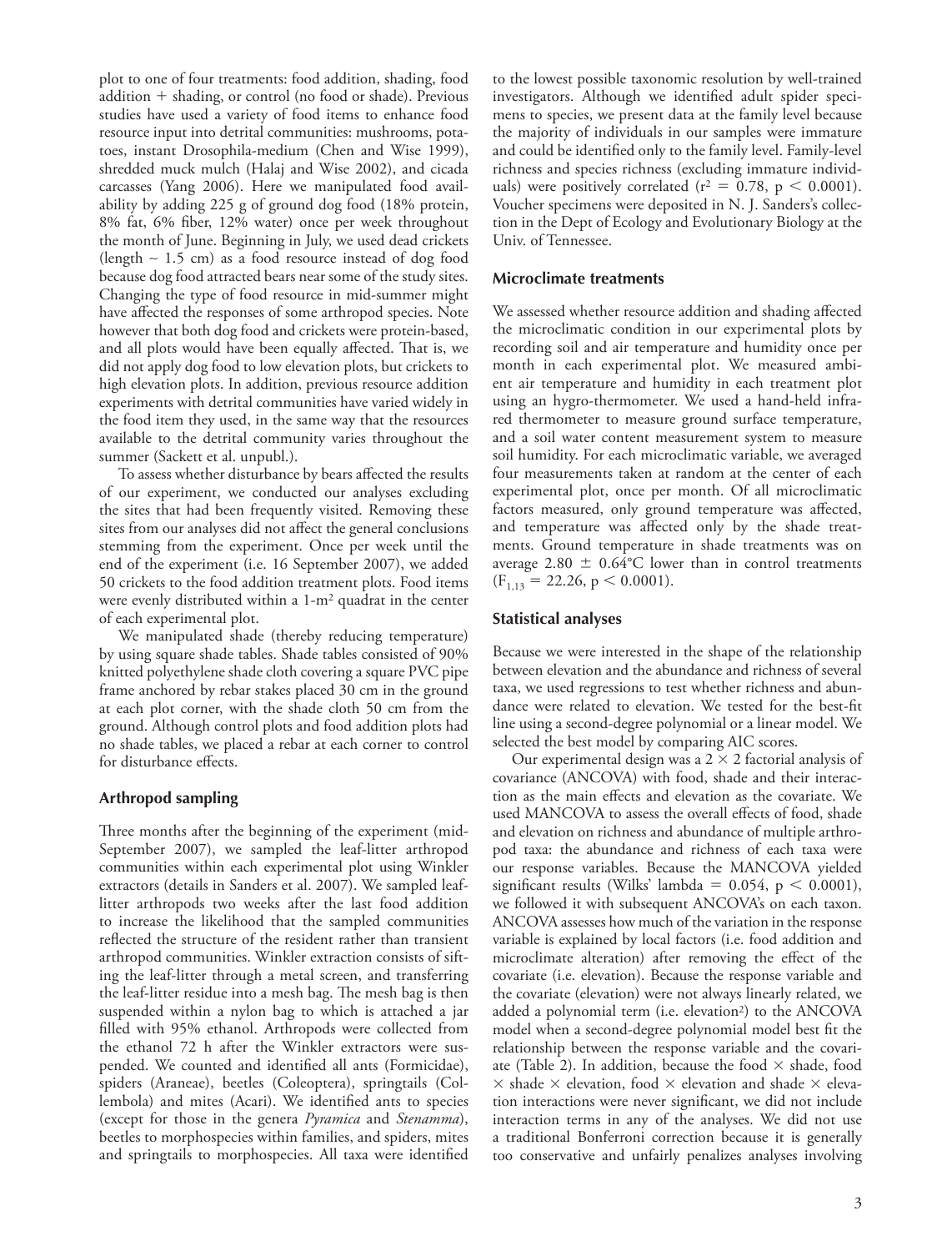plot to one of four treatments: food addition, shading, food addition + shading, or control (no food or shade). Previous studies have used a variety of food items to enhance food resource input into detrital communities: mushrooms, potatoes, instant Drosophila-medium (Chen and Wise 1999), shredded muck mulch (Halaj and Wise 2002), and cicada carcasses (Yang 2006). Here we manipulated food availability by adding 225 g of ground dog food (18% protein, 8% fat, 6% fiber, 12% water) once per week throughout the month of June. Beginning in July, we used dead crickets (length ~ 1.5 cm) as a food resource instead of dog food because dog food attracted bears near some of the study sites. Changing the type of food resource in mid-summer might have affected the responses of some arthropod species. Note however that both dog food and crickets were protein-based, and all plots would have been equally affected. That is, we did not apply dog food to low elevation plots, but crickets to high elevation plots. In addition, previous resource addition experiments with detrital communities have varied widely in the food item they used, in the same way that the resources available to the detrital community varies throughout the summer (Sackett et al. unpubl.).

To assess whether disturbance by bears affected the results of our experiment, we conducted our analyses excluding the sites that had been frequently visited. Removing these sites from our analyses did not affect the general conclusions stemming from the experiment. Once per week until the end of the experiment (i.e. 16 September 2007), we added 50 crickets to the food addition treatment plots. Food items were evenly distributed within a 1-m$^2$ quadrat in the center of each experimental plot.

We manipulated shade (thereby reducing temperature) by using square shade tables. Shade tables consisted of 90% knitted polyethylene shade cloth covering a square PVC pipe frame anchored by rebar stakes placed 30 cm in the ground at each plot corner, with the shade cloth 50 cm from the ground. Although control plots and food addition plots had no shade tables, we placed a rebar at each corner to control for disturbance effects.

## Arthropod sampling

Three months after the beginning of the experiment (mid-September 2007), we sampled the leaf-litter arthropod communities within each experimental plot using Winkler extractors (details in Sanders et al. 2007). We sampled leaf-litter arthropods two weeks after the last food addition to increase the likelihood that the sampled communities reflected the structure of the resident rather than transient arthropod communities. Winkler extraction consists of sifting the leaf-litter through a metal screen, and transferring the leaf-litter residue into a mesh bag. The mesh bag is then suspended within a nylon bag to which is attached a jar filled with 95% ethanol. Arthropods were collected from the ethanol 72 h after the Winkler extractors were suspended. We counted and identified all ants (Formicidae), spiders (Araneae), beetles (Coleoptera), springtails (Collembola) and mites (Acari). We identified ants to species (except for those in the genera *Pyramica* and *Stenamma*), beetles to morphospecies within families, and spiders, mites and springtails to morphospecies. All taxa were identified to the lowest possible taxonomic resolution by well-trained investigators. Although we identified adult spider specimens to species, we present data at the family level because the majority of individuals in our samples were immature and could be identified only to the family level. Family-level richness and species richness (excluding immature individuals) were positively correlated ($r^2 = 0.78$, $p < 0.0001$). Voucher specimens were deposited in N. J. Sanders's collection in the Dept of Ecology and Evolutionary Biology at the Univ. of Tennessee.

## Microclimate treatments

We assessed whether resource addition and shading affected the microclimatic condition in our experimental plots by recording soil and air temperature and humidity once per month in each experimental plot. We measured ambient air temperature and humidity in each treatment plot using an hygro-thermometer. We used a hand-held infrared thermometer to measure ground surface temperature, and a soil water content measurement system to measure soil humidity. For each microclimatic variable, we averaged four measurements taken at random at the center of each experimental plot, once per month. Of all microclimatic factors measured, only ground temperature was affected, and temperature was affected only by the shade treatments. Ground temperature in shade treatments was on average 2.80 ± 0.64°C lower than in control treatments ($F_{1,13} = 22.26$, $p < 0.0001$).

## Statistical analyses

Because we were interested in the shape of the relationship between elevation and the abundance and richness of several taxa, we used regressions to test whether richness and abundance were related to elevation. We tested for the best-fit line using a second-degree polynomial or a linear model. We selected the best model by comparing AIC scores.

Our experimental design was a 2 × 2 factorial analysis of covariance (ANCOVA) with food, shade and their interaction as the main effects and elevation as the covariate. We used MANCOVA to assess the overall effects of food, shade and elevation on richness and abundance of multiple arthropod taxa: the abundance and richness of each taxa were our response variables. Because the MANCOVA yielded significant results (Wilks' lambda = 0.054, $p < 0.0001$), we followed it with subsequent ANCOVA's on each taxon. ANCOVA assesses how much of the variation in the response variable is explained by local factors (i.e. food addition and microclimate alteration) after removing the effect of the covariate (i.e. elevation). Because the response variable and the covariate (elevation) were not always linearly related, we added a polynomial term (i.e. elevation$^2$) to the ANCOVA model when a second-degree polynomial model best fit the relationship between the response variable and the covariate (Table 2). In addition, because the food × shade, food × shade × elevation, food × elevation and shade × elevation interactions were never significant, we did not include interaction terms in any of the analyses. We did not use a traditional Bonferroni correction because it is generally too conservative and unfairly penalizes analyses involving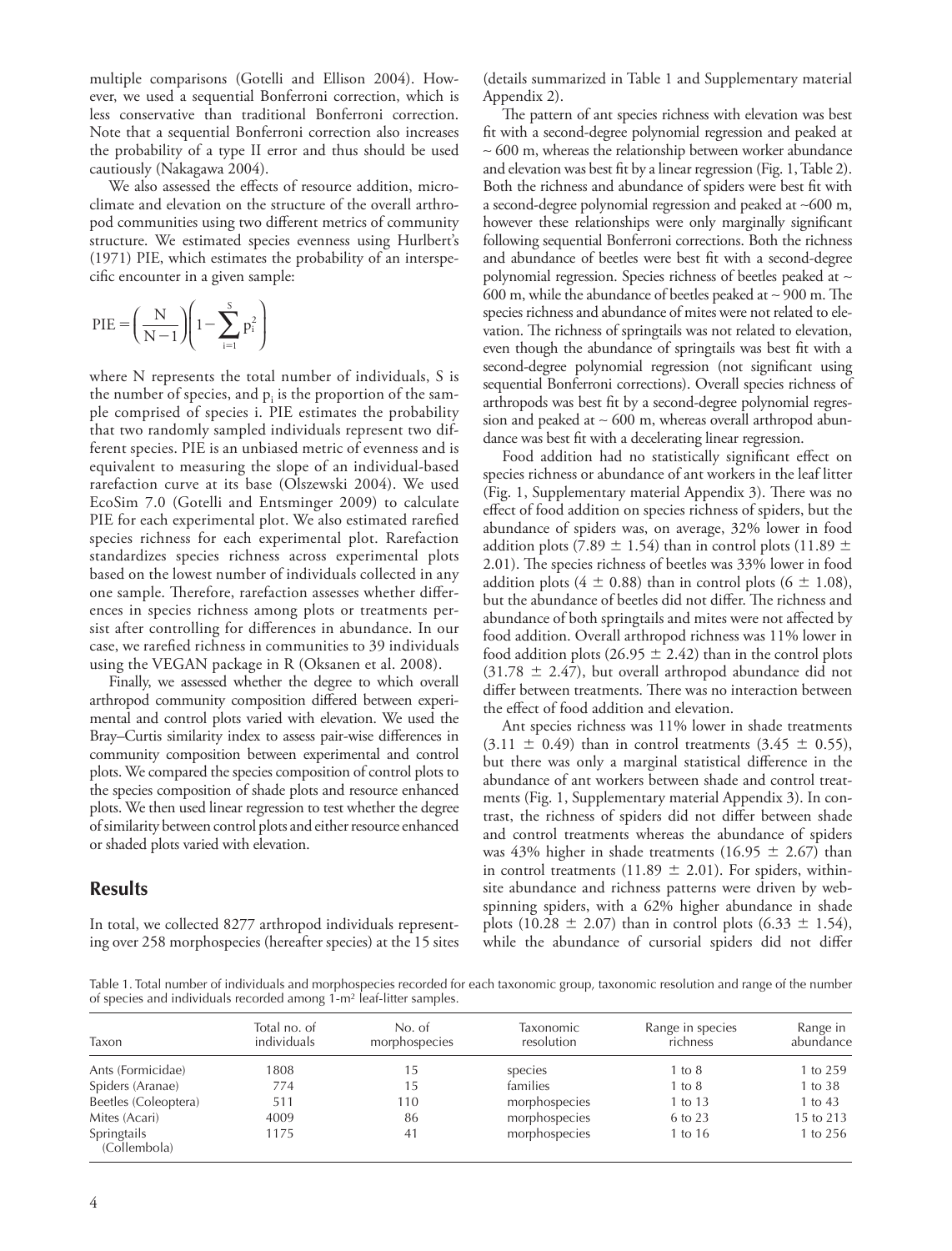multiple comparisons (Gotelli and Ellison 2004). However, we used a sequential Bonferroni correction, which is less conservative than traditional Bonferroni correction. Note that a sequential Bonferroni correction also increases the probability of a type II error and thus should be used cautiously (Nakagawa 2004).

We also assessed the effects of resource addition, microclimate and elevation on the structure of the overall arthropod communities using two different metrics of community structure. We estimated species evenness using Hurlbert's (1971) PIE, which estimates the probability of an interspecific encounter in a given sample:

$$\mathrm{PIE} = \left(\frac{N}{N-1}\right)\left(1 - \sum_{i=1}^{S} p_i^2\right)$$

where N represents the total number of individuals, S is the number of species, and $p_i$ is the proportion of the sample comprised of species i. PIE estimates the probability that two randomly sampled individuals represent two different species. PIE is an unbiased metric of evenness and is equivalent to measuring the slope of an individual-based rarefaction curve at its base (Olszewski 2004). We used EcoSim 7.0 (Gotelli and Entsminger 2009) to calculate PIE for each experimental plot. We also estimated rarefied species richness for each experimental plot. Rarefaction standardizes species richness across experimental plots based on the lowest number of individuals collected in any one sample. Therefore, rarefaction assesses whether differences in species richness among plots or treatments persist after controlling for differences in abundance. In our case, we rarefied richness in communities to 39 individuals using the VEGAN package in R (Oksanen et al. 2008).

Finally, we assessed whether the degree to which overall arthropod community composition differed between experimental and control plots varied with elevation. We used the Bray–Curtis similarity index to assess pair-wise differences in community composition between experimental and control plots. We compared the species composition of control plots to the species composition of shade plots and resource enhanced plots. We then used linear regression to test whether the degree of similarity between control plots and either resource enhanced or shaded plots varied with elevation.

## Results

In total, we collected 8277 arthropod individuals representing over 258 morphospecies (hereafter species) at the 15 sites (details summarized in Table 1 and Supplementary material Appendix 2).

The pattern of ant species richness with elevation was best fit with a second-degree polynomial regression and peaked at ~ 600 m, whereas the relationship between worker abundance and elevation was best fit by a linear regression (Fig. 1, Table 2). Both the richness and abundance of spiders were best fit with a second-degree polynomial regression and peaked at ~600 m, however these relationships were only marginally significant following sequential Bonferroni corrections. Both the richness and abundance of beetles were best fit with a second-degree polynomial regression. Species richness of beetles peaked at ~ 600 m, while the abundance of beetles peaked at ~ 900 m. The species richness and abundance of mites were not related to elevation. The richness of springtails was not related to elevation, even though the abundance of springtails was best fit with a second-degree polynomial regression (not significant using sequential Bonferroni corrections). Overall species richness of arthropods was best fit by a second-degree polynomial regression and peaked at ~ 600 m, whereas overall arthropod abundance was best fit with a decelerating linear regression.

Food addition had no statistically significant effect on species richness or abundance of ant workers in the leaf litter (Fig. 1, Supplementary material Appendix 3). There was no effect of food addition on species richness of spiders, but the abundance of spiders was, on average, 32% lower in food addition plots (7.89 ± 1.54) than in control plots (11.89 ± 2.01). The species richness of beetles was 33% lower in food addition plots (4 ± 0.88) than in control plots (6 ± 1.08), but the abundance of beetles did not differ. The richness and abundance of both springtails and mites were not affected by food addition. Overall arthropod richness was 11% lower in food addition plots (26.95 ± 2.42) than in the control plots (31.78 ± 2.47), but overall arthropod abundance did not differ between treatments. There was no interaction between the effect of food addition and elevation.

Ant species richness was 11% lower in shade treatments (3.11 ± 0.49) than in control treatments (3.45 ± 0.55), but there was only a marginal statistical difference in the abundance of ant workers between shade and control treatments (Fig. 1, Supplementary material Appendix 3). In contrast, the richness of spiders did not differ between shade and control treatments whereas the abundance of spiders was 43% higher in shade treatments (16.95 ± 2.67) than in control treatments (11.89 ± 2.01). For spiders, within-site abundance and richness patterns were driven by web-spinning spiders, with a 62% higher abundance in shade plots (10.28 ± 2.07) than in control plots (6.33 ± 1.54), while the abundance of cursorial spiders did not differ

Table 1. Total number of individuals and morphospecies recorded for each taxonomic group, taxonomic resolution and range of the number of species and individuals recorded among 1-m² leaf-litter samples.

| Taxon | Total no. of individuals | No. of morphospecies | Taxonomic resolution | Range in species richness | Range in abundance |
|---|---|---|---|---|---|
| Ants (Formicidae) | 1808 | 15 | species | 1 to 8 | 1 to 259 |
| Spiders (Aranae) | 774 | 15 | families | 1 to 8 | 1 to 38 |
| Beetles (Coleoptera) | 511 | 110 | morphospecies | 1 to 13 | 1 to 43 |
| Mites (Acari) | 4009 | 86 | morphospecies | 6 to 23 | 15 to 213 |
| Springtails (Collembola) | 1175 | 41 | morphospecies | 1 to 16 | 1 to 256 |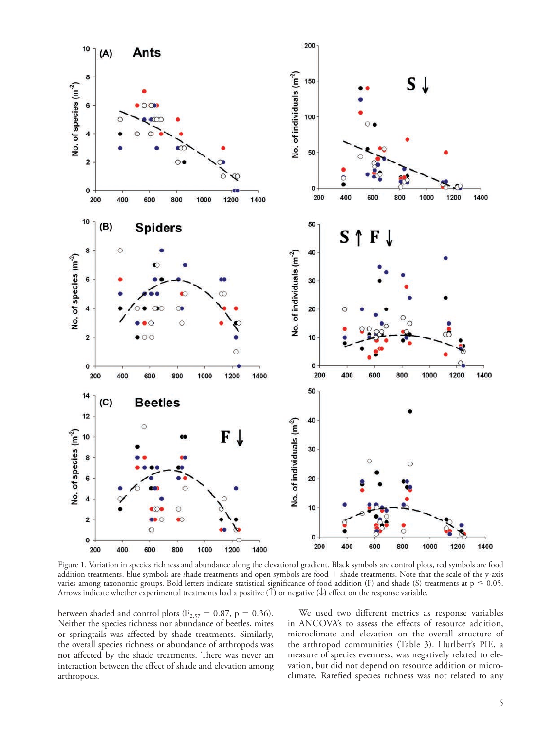Figure 1. Variation in species richness and abundance along the elevational gradient. Black symbols are control plots, red symbols are food addition treatments, blue symbols are shade treatments and open symbols are food + shade treatments. Note that the scale of the y-axis varies among taxonomic groups. Bold letters indicate statistical significance of food addition (F) and shade (S) treatments at p ≤ 0.05. Arrows indicate whether experimental treatments had a positive (↑) or negative (↓) effect on the response variable.

between shaded and control plots ($F_{2,57} = 0.87$, $p = 0.36$). Neither the species richness nor abundance of beetles, mites or springtails was affected by shade treatments. Similarly, the overall species richness or abundance of arthropods was not affected by the shade treatments. There was never an interaction between the effect of shade and elevation among arthropods.

We used two different metrics as response variables in ANCOVA's to assess the effects of resource addition, microclimate and elevation on the overall structure of the arthropod communities (Table 3). Hurlbert's PIE, a measure of species evenness, was negatively related to elevation, but did not depend on resource addition or microclimate. Rarefied species richness was not related to any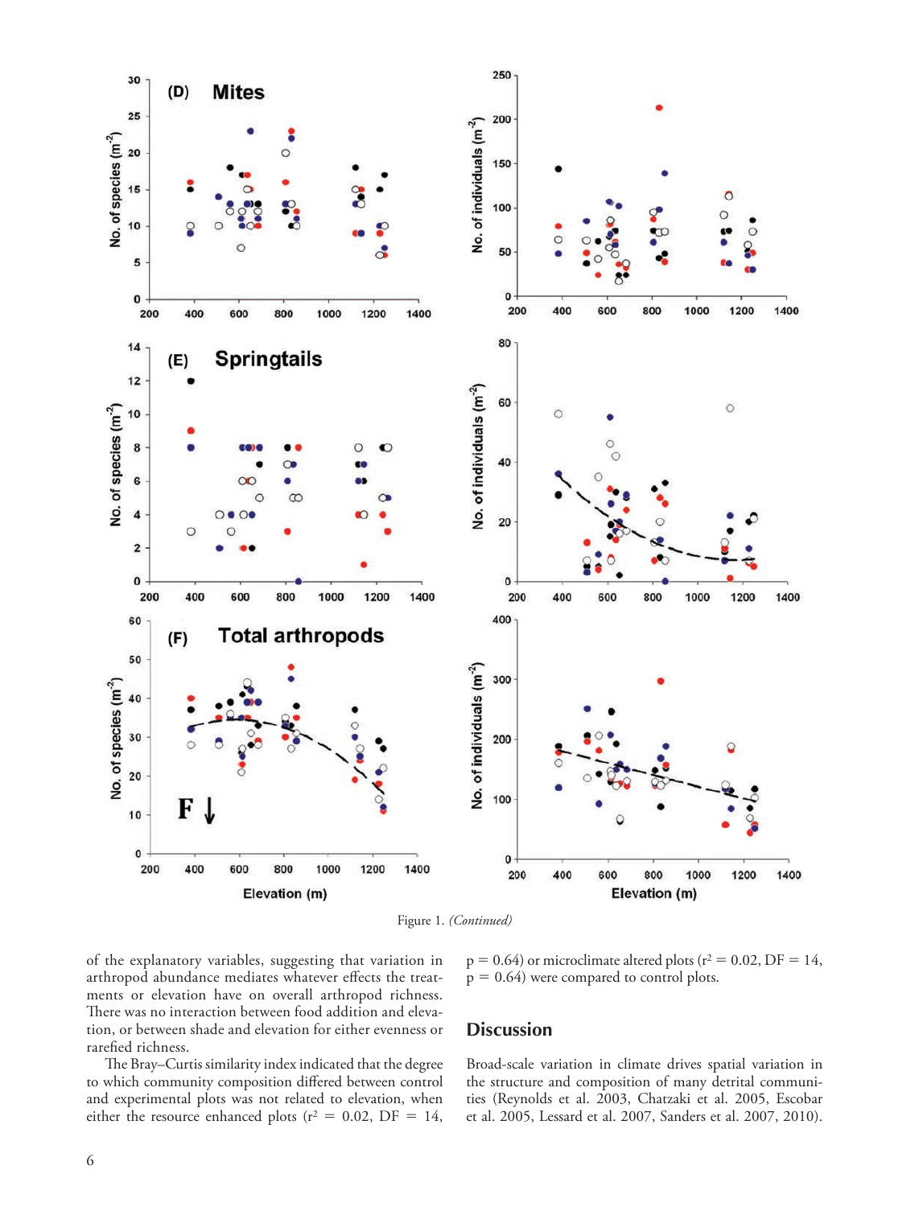Figure 1. *(Continued)*

of the explanatory variables, suggesting that variation in arthropod abundance mediates whatever effects the treatments or elevation have on overall arthropod richness. There was no interaction between food addition and elevation, or between shade and elevation for either evenness or rarefied richness.

The Bray–Curtis similarity index indicated that the degree to which community composition differed between control and experimental plots was not related to elevation, when either the resource enhanced plots ($r^2 = 0.02$, DF = 14, $p = 0.64$) or microclimate altered plots ($r^2 = 0.02$, DF = 14, $p = 0.64$) were compared to control plots.

## Discussion

Broad-scale variation in climate drives spatial variation in the structure and composition of many detrital communities (Reynolds et al. 2003, Chatzaki et al. 2005, Escobar et al. 2005, Lessard et al. 2007, Sanders et al. 2007, 2010).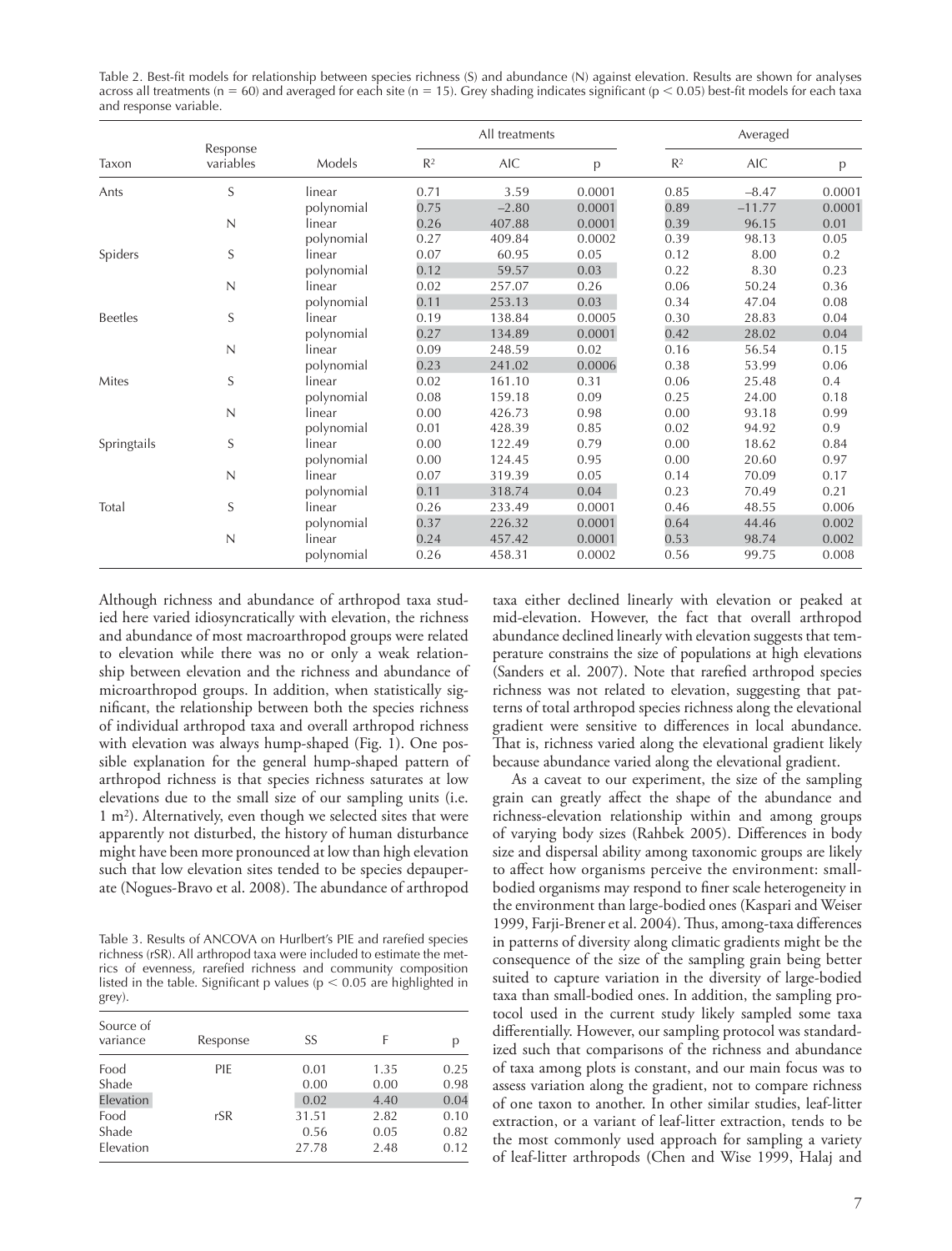Table 2. Best-fit models for relationship between species richness (S) and abundance (N) against elevation. Results are shown for analyses across all treatments (n = 60) and averaged for each site (n = 15). Grey shading indicates significant ($p < 0.05$) best-fit models for each taxa and response variable.

| Taxon | Response variables | Models | All treatments | | | Averaged | | |
|---|---|---|---|---|---|---|---|---|
| | | | $R^2$ | AIC | p | $R^2$ | AIC | p |
| Ants | S | linear | 0.71 | 3.59 | 0.0001 | 0.85 | −8.47 | 0.0001 |
| | | polynomial | 0.75 | −2.80 | 0.0001 | 0.89 | −11.77 | 0.0001 |
| | N | linear | 0.26 | 407.88 | 0.0001 | 0.39 | 96.15 | 0.01 |
| | | polynomial | 0.27 | 409.84 | 0.0002 | 0.39 | 98.13 | 0.05 |
| Spiders | S | linear | 0.07 | 60.95 | 0.05 | 0.12 | 8.00 | 0.2 |
| | | polynomial | 0.12 | 59.57 | 0.03 | 0.22 | 8.30 | 0.23 |
| | N | linear | 0.02 | 257.07 | 0.26 | 0.06 | 50.24 | 0.36 |
| | | polynomial | 0.11 | 253.13 | 0.03 | 0.34 | 47.04 | 0.08 |
| Beetles | S | linear | 0.19 | 138.84 | 0.0005 | 0.30 | 28.83 | 0.04 |
| | | polynomial | 0.27 | 134.89 | 0.0001 | 0.42 | 28.02 | 0.04 |
| | N | linear | 0.09 | 248.59 | 0.02 | 0.16 | 56.54 | 0.15 |
| | | polynomial | 0.23 | 241.02 | 0.0006 | 0.38 | 53.99 | 0.06 |
| Mites | S | linear | 0.02 | 161.10 | 0.31 | 0.06 | 25.48 | 0.4 |
| | | polynomial | 0.08 | 159.18 | 0.09 | 0.25 | 24.00 | 0.18 |
| | N | linear | 0.00 | 426.73 | 0.98 | 0.00 | 93.18 | 0.99 |
| | | polynomial | 0.01 | 428.39 | 0.85 | 0.02 | 94.92 | 0.9 |
| Springtails | S | linear | 0.00 | 122.49 | 0.79 | 0.00 | 18.62 | 0.84 |
| | | polynomial | 0.00 | 124.45 | 0.95 | 0.00 | 20.60 | 0.97 |
| | N | linear | 0.07 | 319.39 | 0.05 | 0.14 | 70.09 | 0.17 |
| | | polynomial | 0.11 | 318.74 | 0.04 | 0.23 | 70.49 | 0.21 |
| Total | S | linear | 0.26 | 233.49 | 0.0001 | 0.46 | 48.55 | 0.006 |
| | | polynomial | 0.37 | 226.32 | 0.0001 | 0.64 | 44.46 | 0.002 |
| | N | linear | 0.24 | 457.42 | 0.0001 | 0.53 | 98.74 | 0.002 |
| | | polynomial | 0.26 | 458.31 | 0.0002 | 0.56 | 99.75 | 0.008 |

Although richness and abundance of arthropod taxa studied here varied idiosyncratically with elevation, the richness and abundance of most macroarthropod groups were related to elevation while there was no or only a weak relationship between elevation and the richness and abundance of microarthropod groups. In addition, when statistically significant, the relationship between both the species richness of individual arthropod taxa and overall arthropod richness with elevation was always hump-shaped (Fig. 1). One possible explanation for the general hump-shaped pattern of arthropod richness is that species richness saturates at low elevations due to the small size of our sampling units (i.e. 1 $m^2$). Alternatively, even though we selected sites that were apparently not disturbed, the history of human disturbance might have been more pronounced at low than high elevation such that low elevation sites tended to be species depauperate (Nogues-Bravo et al. 2008). The abundance of arthropod taxa either declined linearly with elevation or peaked at mid-elevation. However, the fact that overall arthropod abundance declined linearly with elevation suggests that temperature constrains the size of populations at high elevations (Sanders et al. 2007). Note that rarefied arthropod species richness was not related to elevation, suggesting that patterns of total arthropod species richness along the elevational gradient were sensitive to differences in local abundance. That is, richness varied along the elevational gradient likely because abundance varied along the elevational gradient.

Table 3. Results of ANCOVA on Hurlbert's PIE and rarefied species richness (rSR). All arthropod taxa were included to estimate the metrics of evenness, rarefied richness and community composition listed in the table. Significant p values ($p < 0.05$ are highlighted in grey).

| Source of variance | Response | SS | F | p |
|---|---|---|---|---|
| Food | PIE | 0.01 | 1.35 | 0.25 |
| Shade | | 0.00 | 0.00 | 0.98 |
| Elevation | | 0.02 | 4.40 | 0.04 |
| Food | rSR | 31.51 | 2.82 | 0.10 |
| Shade | | 0.56 | 0.05 | 0.82 |
| Elevation | | 27.78 | 2.48 | 0.12 |

As a caveat to our experiment, the size of the sampling grain can greatly affect the shape of the abundance and richness-elevation relationship within and among groups of varying body sizes (Rahbek 2005). Differences in body size and dispersal ability among taxonomic groups are likely to affect how organisms perceive the environment: small-bodied organisms may respond to finer scale heterogeneity in the environment than large-bodied ones (Kaspari and Weiser 1999, Farji-Brener et al. 2004). Thus, among-taxa differences in patterns of diversity along climatic gradients might be the consequence of the size of the sampling grain being better suited to capture variation in the diversity of large-bodied taxa than small-bodied ones. In addition, the sampling protocol used in the current study likely sampled some taxa differentially. However, our sampling protocol was standardized such that comparisons of the richness and abundance of taxa among plots is constant, and our main focus was to assess variation along the gradient, not to compare richness of one taxon to another. In other similar studies, leaf-litter extraction, or a variant of leaf-litter extraction, tends to be the most commonly used approach for sampling a variety of leaf-litter arthropods (Chen and Wise 1999, Halaj and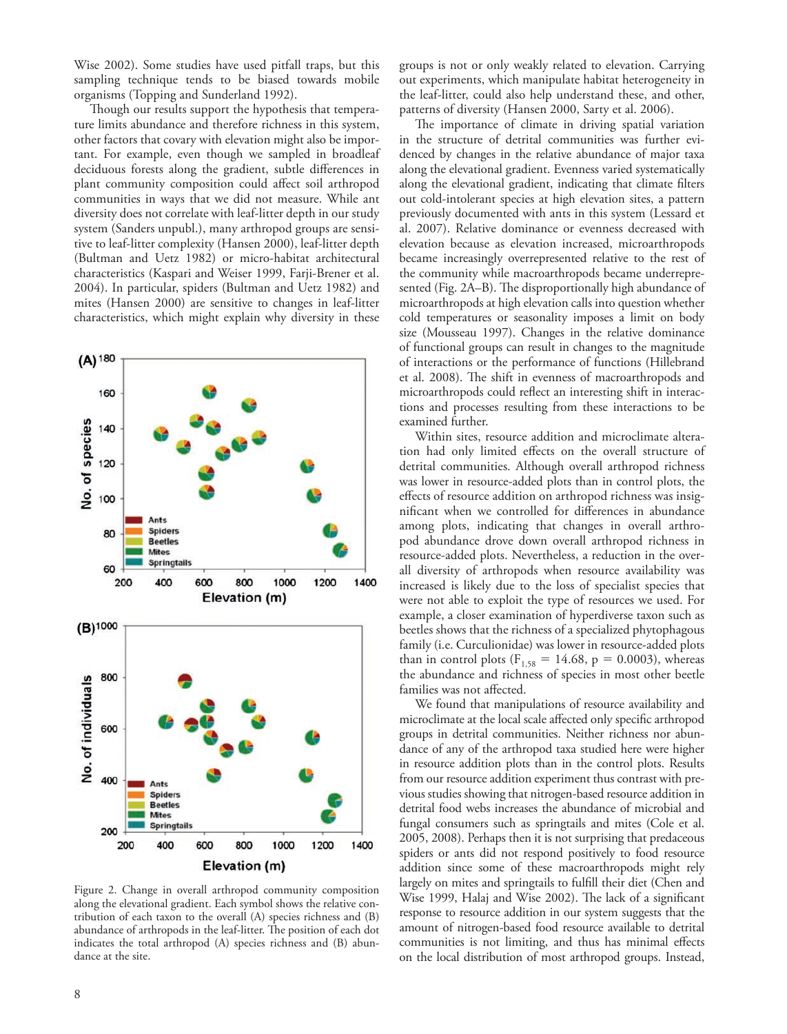Wise 2002). Some studies have used pitfall traps, but this sampling technique tends to be biased towards mobile organisms (Topping and Sunderland 1992).

Though our results support the hypothesis that temperature limits abundance and therefore richness in this system, other factors that covary with elevation might also be important. For example, even though we sampled in broadleaf deciduous forests along the gradient, subtle differences in plant community composition could affect soil arthropod communities in ways that we did not measure. While ant diversity does not correlate with leaf-litter depth in our study system (Sanders unpubl.), many arthropod groups are sensitive to leaf-litter complexity (Hansen 2000), leaf-litter depth (Bultman and Uetz 1982) or micro-habitat architectural characteristics (Kaspari and Weiser 1999, Farji-Brener et al. 2004). In particular, spiders (Bultman and Uetz 1982) and mites (Hansen 2000) are sensitive to changes in leaf-litter characteristics, which might explain why diversity in these groups is not or only weakly related to elevation. Carrying out experiments, which manipulate habitat heterogeneity in the leaf-litter, could also help understand these, and other, patterns of diversity (Hansen 2000, Sarty et al. 2006).

(A)
No. of species
180
160
140
120
100
80
60
Ants
Spiders
Beetles
Mites
Springtails
200 400 600 800 1000 1200 1400
Elevation (m)

(B)
No. of individuals
1000
800
600
400
200
Ants
Spiders
Beetles
Mites
Springtails
200 400 600 800 1000 1200 1400
Elevation (m)

Figure 2. Change in overall arthropod community composition along the elevational gradient. Each symbol shows the relative contribution of each taxon to the overall (A) species richness and (B) abundance of arthropods in the leaf-litter. The position of each dot indicates the total arthropod (A) species richness and (B) abundance at the site.

The importance of climate in driving spatial variation in the structure of detrital communities was further evidenced by changes in the relative abundance of major taxa along the elevational gradient. Evenness varied systematically along the elevational gradient, indicating that climate filters out cold-intolerant species at high elevation sites, a pattern previously documented with ants in this system (Lessard et al. 2007). Relative dominance or evenness decreased with elevation because as elevation increased, microarthropods became increasingly overrepresented relative to the rest of the community while macroarthropods became underrepresented (Fig. 2A–B). The disproportionally high abundance of microarthropods at high elevation calls into question whether cold temperatures or seasonality imposes a limit on body size (Mousseau 1997). Changes in the relative dominance of functional groups can result in changes to the magnitude of interactions or the performance of functions (Hillebrand et al. 2008). The shift in evenness of macroarthropods and microarthropods could reflect an interesting shift in interactions and processes resulting from these interactions to be examined further.

Within sites, resource addition and microclimate alteration had only limited effects on the overall structure of detrital communities. Although overall arthropod richness was lower in resource-added plots than in control plots, the effects of resource addition on arthropod richness was insignificant when we controlled for differences in abundance among plots, indicating that changes in overall arthropod abundance drove down overall arthropod richness in resource-added plots. Nevertheless, a reduction in the overall diversity of arthropods when resource availability was increased is likely due to the loss of specialist species that were not able to exploit the type of resources we used. For example, a closer examination of hyperdiverse taxon such as beetles shows that the richness of a specialized phytophagous family (i.e. Curculionidae) was lower in resource-added plots than in control plots ($F_{1,58} = 14.68$, $p = 0.0003$), whereas the abundance and richness of species in most other beetle families was not affected.

We found that manipulations of resource availability and microclimate at the local scale affected only specific arthropod groups in detrital communities. Neither richness nor abundance of any of the arthropod taxa studied here were higher in resource addition plots than in the control plots. Results from our resource addition experiment thus contrast with previous studies showing that nitrogen-based resource addition in detrital food webs increases the abundance of microbial and fungal consumers such as springtails and mites (Cole et al. 2005, 2008). Perhaps then it is not surprising that predaceous spiders or ants did not respond positively to food resource addition since some of these macroarthropods might rely largely on mites and springtails to fulfill their diet (Chen and Wise 1999, Halaj and Wise 2002). The lack of a significant response to resource addition in our system suggests that the amount of nitrogen-based food resource available to detrital communities is not limiting, and thus has minimal effects on the local distribution of most arthropod groups. Instead,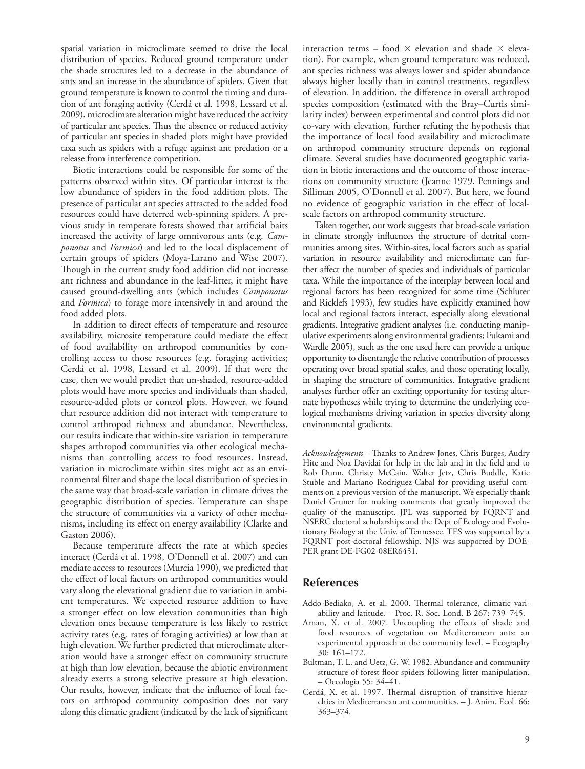spatial variation in microclimate seemed to drive the local distribution of species. Reduced ground temperature under the shade structures led to a decrease in the abundance of ants and an increase in the abundance of spiders. Given that ground temperature is known to control the timing and duration of ant foraging activity (Cerdá et al. 1998, Lessard et al. 2009), microclimate alteration might have reduced the activity of particular ant species. Thus the absence or reduced activity of particular ant species in shaded plots might have provided taxa such as spiders with a refuge against ant predation or a release from interference competition.

Biotic interactions could be responsible for some of the patterns observed within sites. Of particular interest is the low abundance of spiders in the food addition plots. The presence of particular ant species attracted to the added food resources could have deterred web-spinning spiders. A previous study in temperate forests showed that artificial baits increased the activity of large omnivorous ants (e.g. *Camponotus* and *Formica*) and led to the local displacement of certain groups of spiders (Moya-Larano and Wise 2007). Though in the current study food addition did not increase ant richness and abundance in the leaf-litter, it might have caused ground-dwelling ants (which includes *Camponotus* and *Formica*) to forage more intensively in and around the food added plots.

In addition to direct effects of temperature and resource availability, microsite temperature could mediate the effect of food availability on arthropod communities by controlling access to those resources (e.g. foraging activities; Cerdá et al. 1998, Lessard et al. 2009). If that were the case, then we would predict that un-shaded, resource-added plots would have more species and individuals than shaded, resource-added plots or control plots. However, we found that resource addition did not interact with temperature to control arthropod richness and abundance. Nevertheless, our results indicate that within-site variation in temperature shapes arthropod communities via other ecological mechanisms than controlling access to food resources. Instead, variation in microclimate within sites might act as an environmental filter and shape the local distribution of species in the same way that broad-scale variation in climate drives the geographic distribution of species. Temperature can shape the structure of communities via a variety of other mechanisms, including its effect on energy availability (Clarke and Gaston 2006).

Because temperature affects the rate at which species interact (Cerdá et al. 1998, O'Donnell et al. 2007) and can mediate access to resources (Murcia 1990), we predicted that the effect of local factors on arthropod communities would vary along the elevational gradient due to variation in ambient temperatures. We expected resource addition to have a stronger effect on low elevation communities than high elevation ones because temperature is less likely to restrict activity rates (e.g. rates of foraging activities) at low than at high elevation. We further predicted that microclimate alteration would have a stronger effect on community structure at high than low elevation, because the abiotic environment already exerts a strong selective pressure at high elevation. Our results, however, indicate that the influence of local factors on arthropod community composition does not vary along this climatic gradient (indicated by the lack of significant interaction terms – food $\times$ elevation and shade $\times$ elevation). For example, when ground temperature was reduced, ant species richness was always lower and spider abundance always higher locally than in control treatments, regardless of elevation. In addition, the difference in overall arthropod species composition (estimated with the Bray–Curtis similarity index) between experimental and control plots did not co-vary with elevation, further refuting the hypothesis that the importance of local food availability and microclimate on arthropod community structure depends on regional climate. Several studies have documented geographic variation in biotic interactions and the outcome of those interactions on community structure (Jeanne 1979, Pennings and Silliman 2005, O'Donnell et al. 2007). But here, we found no evidence of geographic variation in the effect of local-scale factors on arthropod community structure.

Taken together, our work suggests that broad-scale variation in climate strongly influences the structure of detrital communities among sites. Within-sites, local factors such as spatial variation in resource availability and microclimate can further affect the number of species and individuals of particular taxa. While the importance of the interplay between local and regional factors has been recognized for some time (Schluter and Ricklefs 1993), few studies have explicitly examined how local and regional factors interact, especially along elevational gradients. Integrative gradient analyses (i.e. conducting manipulative experiments along environmental gradients; Fukami and Wardle 2005), such as the one used here can provide a unique opportunity to disentangle the relative contribution of processes operating over broad spatial scales, and those operating locally, in shaping the structure of communities. Integrative gradient analyses further offer an exciting opportunity for testing alternate hypotheses while trying to determine the underlying ecological mechanisms driving variation in species diversity along environmental gradients.

*Acknowledgements* – Thanks to Andrew Jones, Chris Burges, Audry Hite and Noa Davidai for help in the lab and in the field and to Rob Dunn, Christy McCain, Walter Jetz, Chris Buddle, Katie Stuble and Mariano Rodriguez-Cabal for providing useful comments on a previous version of the manuscript. We especially thank Daniel Gruner for making comments that greatly improved the quality of the manuscript. JPL was supported by FQRNT and NSERC doctoral scholarships and the Dept of Ecology and Evolutionary Biology at the Univ. of Tennessee. TES was supported by a FQRNT post-doctoral fellowship. NJS was supported by DOE-PER grant DE-FG02-08ER6451.

## References

Addo-Bediako, A. et al. 2000. Thermal tolerance, climatic variability and latitude. – Proc. R. Soc. Lond. B 267: 739–745.

Arnan, X. et al. 2007. Uncoupling the effects of shade and food resources of vegetation on Mediterranean ants: an experimental approach at the community level. – Ecography 30: 161–172.

Bultman, T. L. and Uetz, G. W. 1982. Abundance and community structure of forest floor spiders following litter manipulation. – Oecologia 55: 34–41.

Cerdá, X. et al. 1997. Thermal disruption of transitive hierarchies in Mediterranean ant communities. – J. Anim. Ecol. 66: 363–374.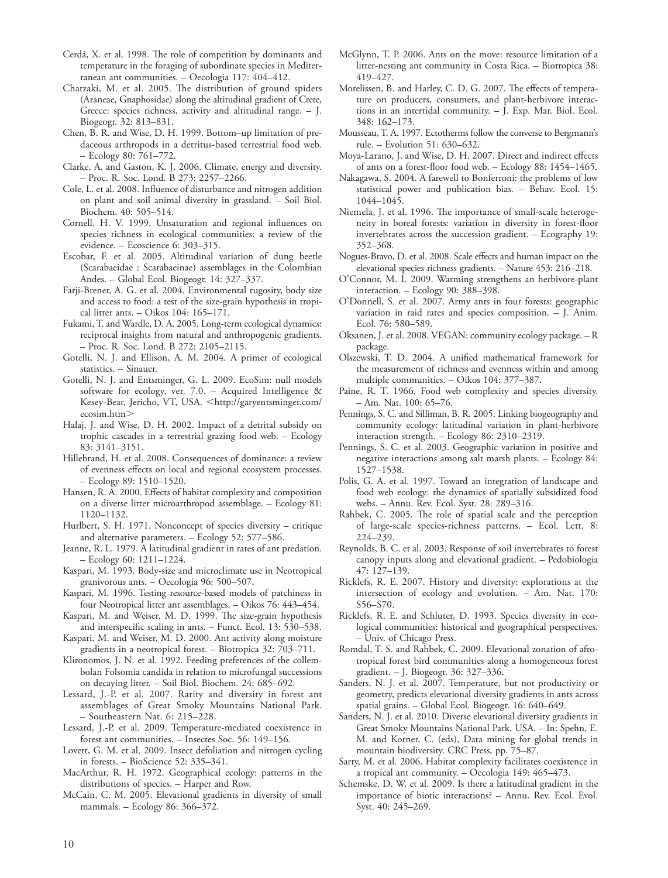Cerdá, X. et al. 1998. The role of competition by dominants and temperature in the foraging of subordinate species in Mediterranean ant communities. – Oecologia 117: 404–412.

Chatzaki, M. et al. 2005. The distribution of ground spiders (Araneae, Gnaphosidae) along the altitudinal gradient of Crete, Greece: species richness, activity and altitudinal range. – J. Biogeogr. 32: 813–831.

Chen, B. R. and Wise, D. H. 1999. Bottom–up limitation of predaceous arthropods in a detritus-based terrestrial food web. – Ecology 80: 761–772.

Clarke, A. and Gaston, K. J. 2006. Climate, energy and diversity. – Proc. R. Soc. Lond. B 273: 2257–2266.

Cole, L. et al. 2008. Influence of disturbance and nitrogen addition on plant and soil animal diversity in grassland. – Soil Biol. Biochem. 40: 505–514.

Cornell, H. V. 1999. Unsaturation and regional influences on species richness in ecological communities: a review of the evidence. – Ecoscience 6: 303–315.

Escobar, F. et al. 2005. Altitudinal variation of dung beetle (Scarabaeidae : Scarabaeinae) assemblages in the Colombian Andes. – Global Ecol. Biogeogr. 14: 327–337.

Farji-Brener, A. G. et al. 2004. Environmental rugosity, body size and access to food: a test of the size-grain hypothesis in tropical litter ants. – Oikos 104: 165–171.

Fukami, T. and Wardle, D. A. 2005. Long-term ecological dynamics: reciprocal insights from natural and anthropogenic gradients. – Proc. R. Soc. Lond. B 272: 2105–2115.

Gotelli, N. J. and Ellison, A. M. 2004. A primer of ecological statistics. – Sinauer.

Gotelli, N. J. and Entsminger, G. L. 2009. EcoSim: null models software for ecology, ver. 7.0. – Acquired Intelligence & Kesey-Bear, Jericho, VT, USA. <http://garyentsminger.com/ecosim.htm>

Halaj, J. and Wise, D. H. 2002. Impact of a detrital subsidy on trophic cascades in a terrestrial grazing food web. – Ecology 83: 3141–3151.

Hillebrand, H. et al. 2008. Consequences of dominance: a review of evenness effects on local and regional ecosystem processes. – Ecology 89: 1510–1520.

Hansen, R. A. 2000. Effects of habitat complexity and composition on a diverse litter microarthropod assemblage. – Ecology 81: 1120–1132.

Hurlbert, S. H. 1971. Nonconcept of species diversity – critique and alternative parameters. – Ecology 52: 577–586.

Jeanne, R. L. 1979. A latitudinal gradient in rates of ant predation. – Ecology 60: 1211–1224.

Kaspari, M. 1993. Body-size and microclimate use in Neotropical granivorous ants. – Oecologia 96: 500–507.

Kaspari, M. 1996. Testing resource-based models of patchiness in four Neotropical litter ant assemblages. – Oikos 76: 443–454.

Kaspari, M. and Weiser, M. D. 1999. The size-grain hypothesis and interspecific scaling in ants. – Funct. Ecol. 13: 530–538.

Kaspari, M. and Weiser, M. D. 2000. Ant activity along moisture gradients in a neotropical forest. – Biotropica 32: 703–711.

Klironomos, J. N. et al. 1992. Feeding preferences of the collembolan Folsomia candida in relation to microfungal successions on decaying litter. – Soil Biol. Biochem. 24: 685–692.

Lessard, J.-P. et al. 2007. Rarity and diversity in forest ant assemblages of Great Smoky Mountains National Park. – Southeastern Nat. 6: 215–228.

Lessard, J.-P. et al. 2009. Temperature-mediated coexistence in forest ant communities. – Insectes Soc. 56: 149–156.

Lovett, G. M. et al. 2009. Insect defoliation and nitrogen cycling in forests. – BioScience 52: 335–341.

MacArthur, R. H. 1972. Geographical ecology: patterns in the distributions of species. – Harper and Row.

McCain, C. M. 2005. Elevational gradients in diversity of small mammals. – Ecology 86: 366–372.

McGlynn, T. P. 2006. Ants on the move: resource limitation of a litter-nesting ant community in Costa Rica. – Biotropica 38: 419–427.

Morelissen, B. and Harley, C. D. G. 2007. The effects of temperature on producers, consumers, and plant-herbivore interactions in an intertidal community. – J. Exp. Mar. Biol. Ecol. 348: 162–173.

Mousseau, T. A. 1997. Ectotherms follow the converse to Bergmann's rule. – Evolution 51: 630–632.

Moya-Larano, J. and Wise, D. H. 2007. Direct and indirect effects of ants on a forest-floor food web. – Ecology 88: 1454–1465.

Nakagawa, S. 2004. A farewell to Bonferroni: the problems of low statistical power and publication bias. – Behav. Ecol. 15: 1044–1045.

Niemela, J. et al. 1996. The importance of small-scale heterogeneity in boreal forests: variation in diversity in forest-floor invertebrates across the succession gradient. – Ecography 19: 352–368.

Nogues-Bravo, D. et al. 2008. Scale effects and human impact on the elevational species richness gradients. – Nature 453: 216–218.

O'Connor, M. I. 2009. Warming strengthens an herbivore-plant interaction. – Ecology 90: 388–398.

O'Donnell, S. et al. 2007. Army ants in four forests: geographic variation in raid rates and species composition. – J. Anim. Ecol. 76: 580–589.

Oksanen, J. et al. 2008. VEGAN: community ecology package. – R package.

Olszewski, T. D. 2004. A unified mathematical framework for the measurement of richness and evenness within and among multiple communities. – Oikos 104: 377–387.

Paine, R. T. 1966. Food web complexity and species diversity. – Am. Nat. 100: 65–76.

Pennings, S. C. and Silliman, B. R. 2005. Linking biogeography and community ecology: latitudinal variation in plant-herbivore interaction strength. – Ecology 86: 2310–2319.

Pennings, S. C. et al. 2003. Geographic variation in positive and negative interactions among salt marsh plants. – Ecology 84: 1527–1538.

Polis, G. A. et al. 1997. Toward an integration of landscape and food web ecology: the dynamics of spatially subsidized food webs. – Annu. Rev. Ecol. Syst. 28: 289–316.

Rahbek, C. 2005. The role of spatial scale and the perception of large-scale species-richness patterns. – Ecol. Lett. 8: 224–239.

Reynolds, B. C. et al. 2003. Response of soil invertebrates to forest canopy inputs along and elevational gradient. – Pedobiologia 47: 127–139.

Ricklefs, R. E. 2007. History and diversity: explorations at the intersection of ecology and evolution. – Am. Nat. 170: S56–S70.

Ricklefs, R. E. and Schluter, D. 1993. Species diversity in ecological communities: historical and geographical perspectives. – Univ. of Chicago Press.

Romdal, T. S. and Rahbek, C. 2009. Elevational zonation of afrotropical forest bird communities along a homogeneous forest gradient. – J. Biogeogr. 36: 327–336.

Sanders, N. J. et al. 2007. Temperature, but not productivity or geometry, predicts elevational diversity gradients in ants across spatial grains. – Global Ecol. Biogeogr. 16: 640–649.

Sanders, N. J. et al. 2010. Diverse elevational diversity gradients in Great Smoky Mountains National Park, USA. – In: Spehn, E. M. and Korner, C. (eds), Data mining for global trends in mountain biodiversity. CRC Press, pp. 75–87.

Sarty, M. et al. 2006. Habitat complexity facilitates coexistence in a tropical ant community. – Oecologia 149: 465–473.

Schemske, D. W. et al. 2009. Is there a latitudinal gradient in the importance of biotic interactions? – Annu. Rev. Ecol. Evol. Syst. 40: 245–269.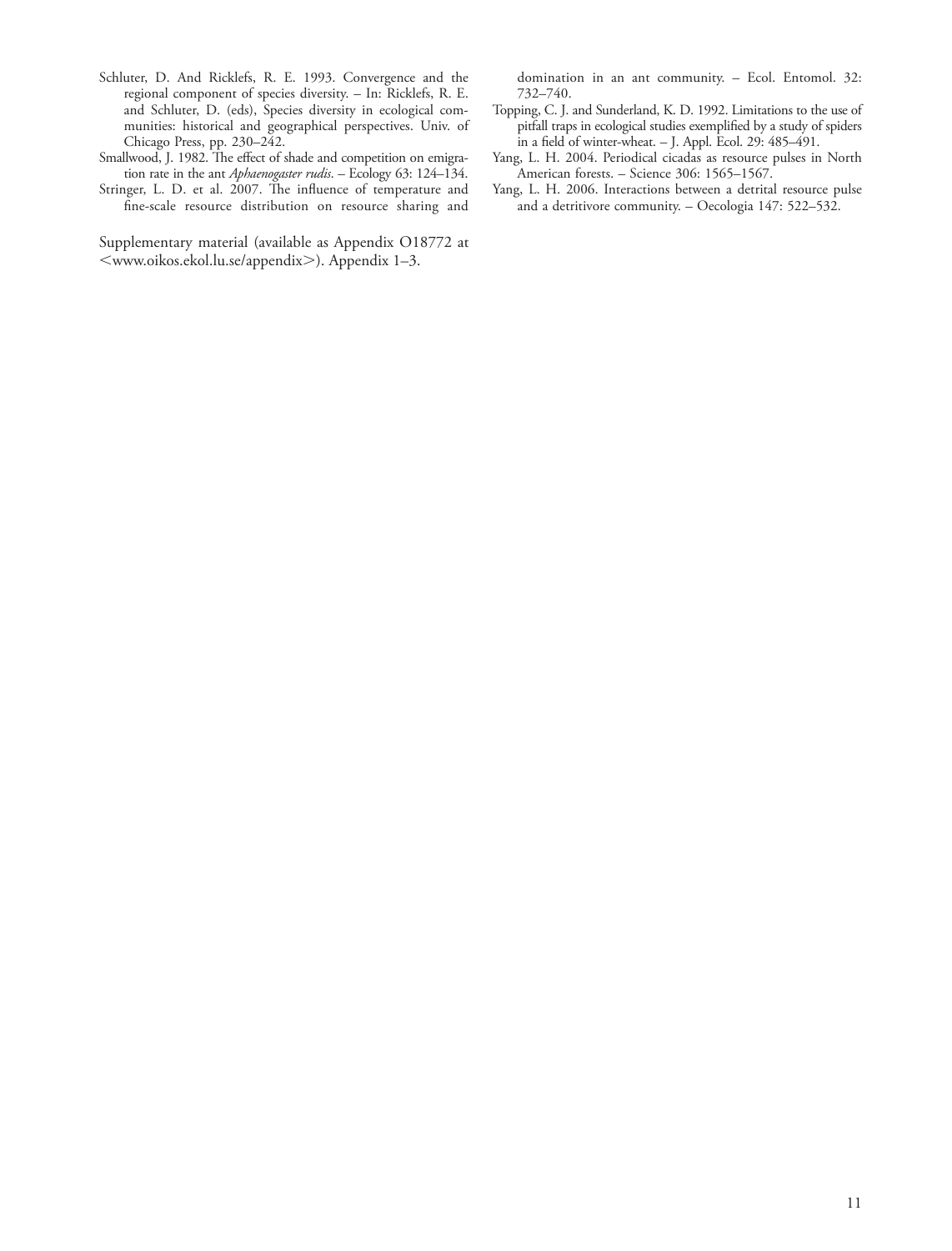Schluter, D. And Ricklefs, R. E. 1993. Convergence and the regional component of species diversity. – In: Ricklefs, R. E. and Schluter, D. (eds), Species diversity in ecological communities: historical and geographical perspectives. Univ. of Chicago Press, pp. 230–242.

Smallwood, J. 1982. The effect of shade and competition on emigration rate in the ant *Aphaenogaster rudis*. – Ecology 63: 124–134.

Stringer, L. D. et al. 2007. The influence of temperature and fine-scale resource distribution on resource sharing and domination in an ant community. – Ecol. Entomol. 32: 732–740.

Topping, C. J. and Sunderland, K. D. 1992. Limitations to the use of pitfall traps in ecological studies exemplified by a study of spiders in a field of winter-wheat. – J. Appl. Ecol. 29: 485–491.

Yang, L. H. 2004. Periodical cicadas as resource pulses in North American forests. – Science 306: 1565–1567.

Yang, L. H. 2006. Interactions between a detrital resource pulse and a detritivore community. – Oecologia 147: 522–532.

Supplementary material (available as Appendix O18772 at <www.oikos.ekol.lu.se/appendix>). Appendix 1–3.